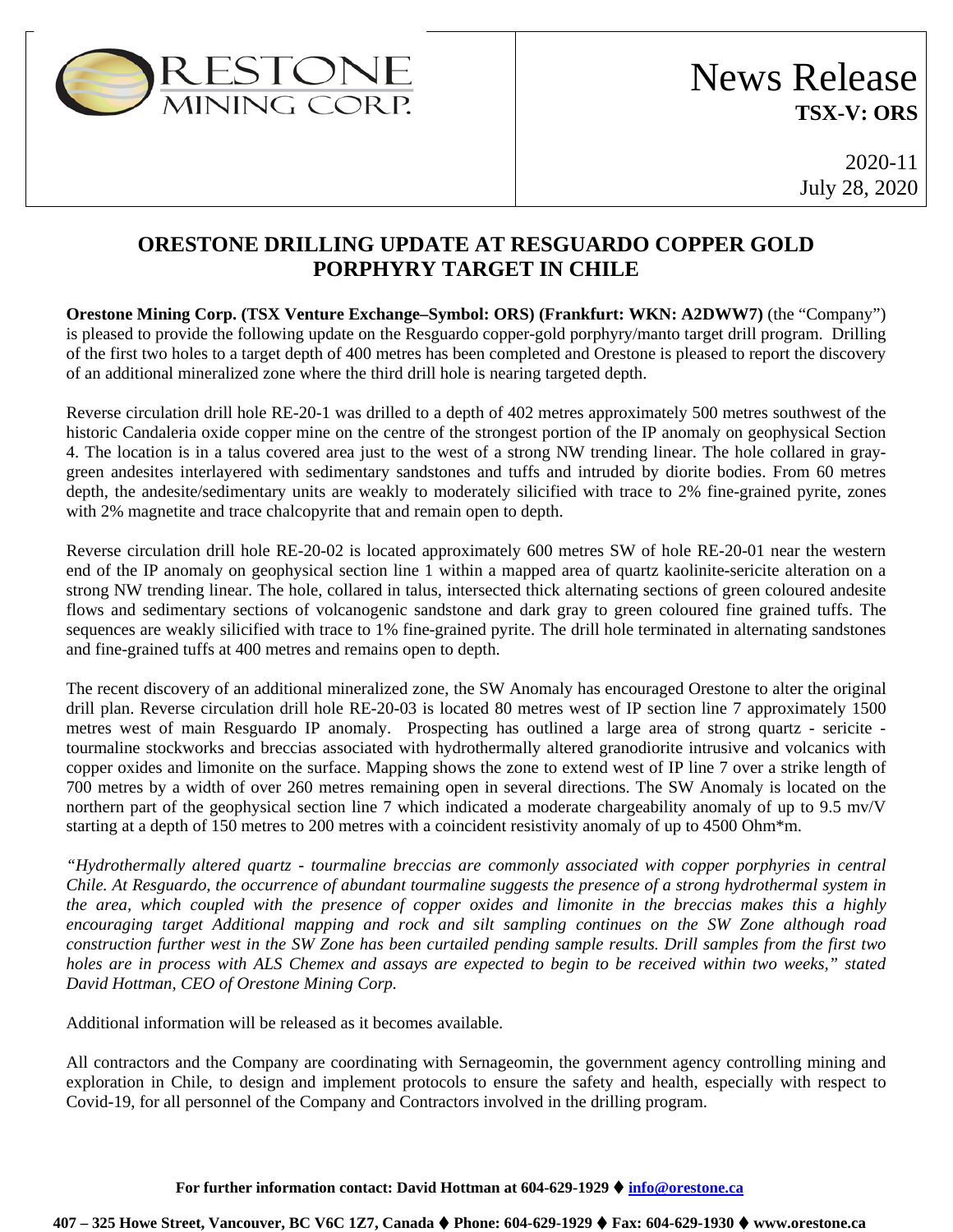ORESTONE MINING CORP.

# News Release
**TSX-V: ORS**

2020-11
July 28, 2020

## ORESTONE DRILLING UPDATE AT RESGUARDO COPPER GOLD PORPHYRY TARGET IN CHILE

**Orestone Mining Corp. (TSX Venture Exchange–Symbol: ORS) (Frankfurt: WKN: A2DWW7)** (the "Company") is pleased to provide the following update on the Resguardo copper-gold porphyry/manto target drill program. Drilling of the first two holes to a target depth of 400 metres has been completed and Orestone is pleased to report the discovery of an additional mineralized zone where the third drill hole is nearing targeted depth.

Reverse circulation drill hole RE-20-1 was drilled to a depth of 402 metres approximately 500 metres southwest of the historic Candaleria oxide copper mine on the centre of the strongest portion of the IP anomaly on geophysical Section 4. The location is in a talus covered area just to the west of a strong NW trending linear. The hole collared in gray-green andesites interlayered with sedimentary sandstones and tuffs and intruded by diorite bodies. From 60 metres depth, the andesite/sedimentary units are weakly to moderately silicified with trace to 2% fine-grained pyrite, zones with 2% magnetite and trace chalcopyrite that and remain open to depth.

Reverse circulation drill hole RE-20-02 is located approximately 600 metres SW of hole RE-20-01 near the western end of the IP anomaly on geophysical section line 1 within a mapped area of quartz kaolinite-sericite alteration on a strong NW trending linear. The hole, collared in talus, intersected thick alternating sections of green coloured andesite flows and sedimentary sections of volcanogenic sandstone and dark gray to green coloured fine grained tuffs. The sequences are weakly silicified with trace to 1% fine-grained pyrite. The drill hole terminated in alternating sandstones and fine-grained tuffs at 400 metres and remains open to depth.

The recent discovery of an additional mineralized zone, the SW Anomaly has encouraged Orestone to alter the original drill plan. Reverse circulation drill hole RE-20-03 is located 80 metres west of IP section line 7 approximately 1500 metres west of main Resguardo IP anomaly. Prospecting has outlined a large area of strong quartz - sericite - tourmaline stockworks and breccias associated with hydrothermally altered granodiorite intrusive and volcanics with copper oxides and limonite on the surface. Mapping shows the zone to extend west of IP line 7 over a strike length of 700 metres by a width of over 260 metres remaining open in several directions. The SW Anomaly is located on the northern part of the geophysical section line 7 which indicated a moderate chargeability anomaly of up to 9.5 mv/V starting at a depth of 150 metres to 200 metres with a coincident resistivity anomaly of up to 4500 Ohm*m.

*"Hydrothermally altered quartz - tourmaline breccias are commonly associated with copper porphyries in central Chile. At Resguardo, the occurrence of abundant tourmaline suggests the presence of a strong hydrothermal system in the area, which coupled with the presence of copper oxides and limonite in the breccias makes this a highly encouraging target Additional mapping and rock and silt sampling continues on the SW Zone although road construction further west in the SW Zone has been curtailed pending sample results. Drill samples from the first two holes are in process with ALS Chemex and assays are expected to begin to be received within two weeks," stated David Hottman, CEO of Orestone Mining Corp.*

Additional information will be released as it becomes available.

All contractors and the Company are coordinating with Sernageomin, the government agency controlling mining and exploration in Chile, to design and implement protocols to ensure the safety and health, especially with respect to Covid-19, for all personnel of the Company and Contractors involved in the drilling program.

**For further information contact: David Hottman at 604-629-1929 ♦ info@orestone.ca**

**407 – 325 Howe Street, Vancouver, BC V6C 1Z7, Canada ♦ Phone: 604-629-1929 ♦ Fax: 604-629-1930 ♦ www.orestone.ca**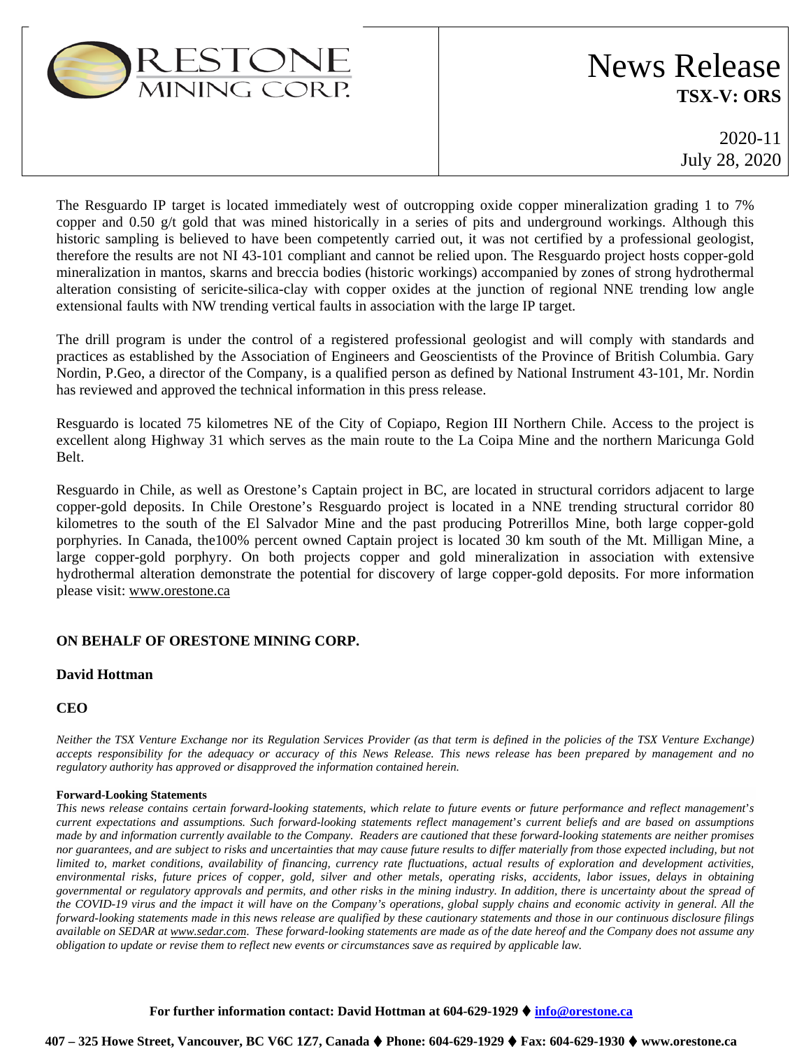The Resguardo IP target is located immediately west of outcropping oxide copper mineralization grading 1 to 7% copper and 0.50 g/t gold that was mined historically in a series of pits and underground workings. Although this historic sampling is believed to have been competently carried out, it was not certified by a professional geologist, therefore the results are not NI 43-101 compliant and cannot be relied upon. The Resguardo project hosts copper-gold mineralization in mantos, skarns and breccia bodies (historic workings) accompanied by zones of strong hydrothermal alteration consisting of sericite-silica-clay with copper oxides at the junction of regional NNE trending low angle extensional faults with NW trending vertical faults in association with the large IP target.

The drill program is under the control of a registered professional geologist and will comply with standards and practices as established by the Association of Engineers and Geoscientists of the Province of British Columbia. Gary Nordin, P.Geo, a director of the Company, is a qualified person as defined by National Instrument 43-101, Mr. Nordin has reviewed and approved the technical information in this press release.

Resguardo is located 75 kilometres NE of the City of Copiapo, Region III Northern Chile. Access to the project is excellent along Highway 31 which serves as the main route to the La Coipa Mine and the northern Maricunga Gold Belt.

Resguardo in Chile, as well as Orestone's Captain project in BC, are located in structural corridors adjacent to large copper-gold deposits. In Chile Orestone's Resguardo project is located in a NNE trending structural corridor 80 kilometres to the south of the El Salvador Mine and the past producing Potrerillos Mine, both large copper-gold porphyries. In Canada, the100% percent owned Captain project is located 30 km south of the Mt. Milligan Mine, a large copper-gold porphyry. On both projects copper and gold mineralization in association with extensive hydrothermal alteration demonstrate the potential for discovery of large copper-gold deposits. For more information please visit: www.orestone.ca

**ON BEHALF OF ORESTONE MINING CORP.**

**David Hottman**

**CEO**

*Neither the TSX Venture Exchange nor its Regulation Services Provider (as that term is defined in the policies of the TSX Venture Exchange) accepts responsibility for the adequacy or accuracy of this News Release. This news release has been prepared by management and no regulatory authority has approved or disapproved the information contained herein.*

**Forward-Looking Statements**

*This news release contains certain forward-looking statements, which relate to future events or future performance and reflect management's current expectations and assumptions. Such forward-looking statements reflect management's current beliefs and are based on assumptions made by and information currently available to the Company. Readers are cautioned that these forward-looking statements are neither promises nor guarantees, and are subject to risks and uncertainties that may cause future results to differ materially from those expected including, but not limited to, market conditions, availability of financing, currency rate fluctuations, actual results of exploration and development activities, environmental risks, future prices of copper, gold, silver and other metals, operating risks, accidents, labor issues, delays in obtaining governmental or regulatory approvals and permits, and other risks in the mining industry. In addition, there is uncertainty about the spread of the COVID-19 virus and the impact it will have on the Company's operations, global supply chains and economic activity in general. All the forward-looking statements made in this news release are qualified by these cautionary statements and those in our continuous disclosure filings available on SEDAR at www.sedar.com. These forward-looking statements are made as of the date hereof and the Company does not assume any obligation to update or revise them to reflect new events or circumstances save as required by applicable law.*

**For further information contact: David Hottman at 604-629-1929 ♦ info@orestone.ca**

**407 – 325 Howe Street, Vancouver, BC V6C 1Z7, Canada ♦ Phone: 604-629-1929 ♦ Fax: 604-629-1930 ♦ www.orestone.ca**